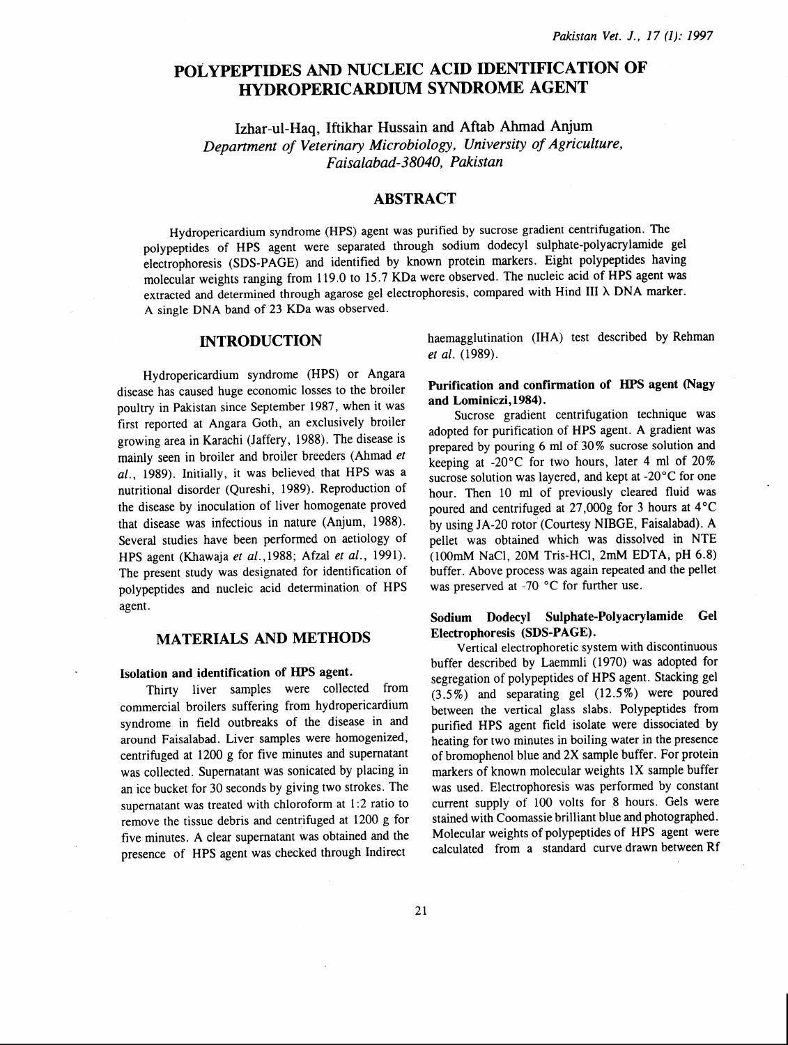# POLYPEPTIDES AND NUCLEIC ACID IDENTIFICATION OF HYDROPERICARDIUM SYNDROME AGENT

Izhar-ul-Haq, Iftikhar Hussain and Aftab Ahmad Anjum

*Department of Veterinary Microbiology, University of Agriculture, Faisalabad-38040, Pakistan*

## ABSTRACT

Hydropericardium syndrome (HPS) agent was purified by sucrose gradient centrifugation. The polypeptides of HPS agent were separated through sodium dodecyl sulphate-polyacrylamide gel electrophoresis (SDS-PAGE) and identified by known protein markers. Eight polypeptides having molecular weights ranging from 119.0 to 15.7 KDa were observed. The nucleic acid of HPS agent was extracted and determined through agarose gel electrophoresis, compared with Hind III λ DNA marker. A single DNA band of 23 KDa was observed.

## INTRODUCTION

Hydropericardium syndrome (HPS) or Angara disease has caused huge economic losses to the broiler poultry in Pakistan since September 1987, when it was first reported at Angara Goth, an exclusively broiler growing area in Karachi (Jaffery, 1988). The disease is mainly seen in broiler and broiler breeders (Ahmad *et al.*, 1989). Initially, it was believed that HPS was a nutritional disorder (Qureshi, 1989). Reproduction of the disease by inoculation of liver homogenate proved that disease was infectious in nature (Anjum, 1988). Several studies have been performed on aetiology of HPS agent (Khawaja *et al.*,1988; Afzal *et al.*, 1991). The present study was designated for identification of polypeptides and nucleic acid determination of HPS agent.

## MATERIALS AND METHODS

### Isolation and identification of HPS agent.

Thirty liver samples were collected from commercial broilers suffering from hydropericardium syndrome in field outbreaks of the disease in and around Faisalabad. Liver samples were homogenized, centrifuged at 1200 g for five minutes and supernatant was collected. Supernatant was sonicated by placing in an ice bucket for 30 seconds by giving two strokes. The supernatant was treated with chloroform at 1:2 ratio to remove the tissue debris and centrifuged at 1200 g for five minutes. A clear supernatant was obtained and the presence of HPS agent was checked through Indirect haemagglutination (IHA) test described by Rehman *et al.* (1989).

### Purification and confirmation of HPS agent (Nagy and Lominiczi,1984).

Sucrose gradient centrifugation technique was adopted for purification of HPS agent. A gradient was prepared by pouring 6 ml of 30% sucrose solution and keeping at -20°C for two hours, later 4 ml of 20% sucrose solution was layered, and kept at -20°C for one hour. Then 10 ml of previously cleared fluid was poured and centrifuged at 27,000g for 3 hours at 4°C by using JA-20 rotor (Courtesy NIBGE, Faisalabad). A pellet was obtained which was dissolved in NTE (100mM NaCl, 20M Tris-HCl, 2mM EDTA, pH 6.8) buffer. Above process was again repeated and the pellet was preserved at -70 °C for further use.

### Sodium Dodecyl Sulphate-Polyacrylamide Gel Electrophoresis (SDS-PAGE).

Vertical electrophoretic system with discontinuous buffer described by Laemmli (1970) was adopted for segregation of polypeptides of HPS agent. Stacking gel (3.5%) and separating gel (12.5%) were poured between the vertical glass slabs. Polypeptides from purified HPS agent field isolate were dissociated by heating for two minutes in boiling water in the presence of bromophenol blue and 2X sample buffer. For protein markers of known molecular weights 1X sample buffer was used. Electrophoresis was performed by constant current supply of 100 volts for 8 hours. Gels were stained with Coomassie brilliant blue and photographed. Molecular weights of polypeptides of HPS agent were calculated from a standard curve drawn between Rf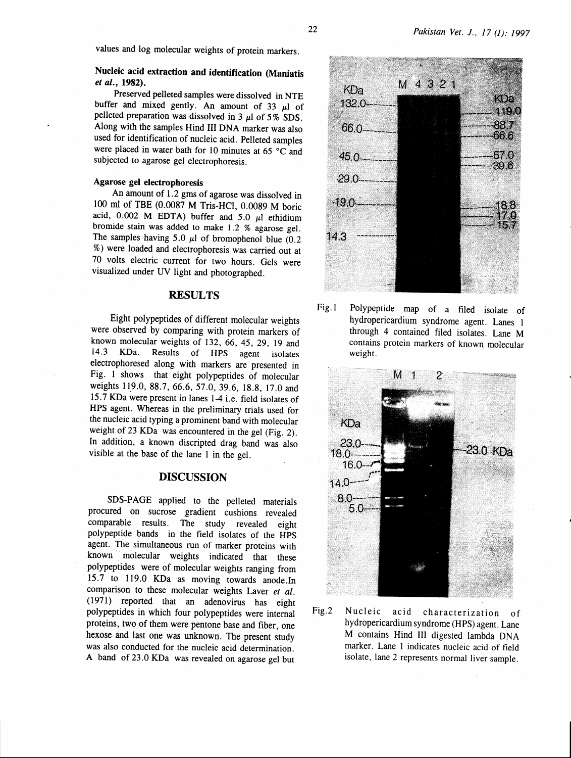values and log molecular weights of protein markers.

**Nucleic acid extraction and identification (Maniatis *et al.*, 1982).**

Preserved pelleted samples were dissolved in NTE buffer and mixed gently. An amount of 33 $\mu$l of pelleted preparation was dissolved in 3 $\mu$l of 5% SDS. Along with the samples Hind III DNA marker was also used for identification of nucleic acid. Pelleted samples were placed in water bath for 10 minutes at 65 °C and subjected to agarose gel electrophoresis.

**Agarose gel electrophoresis**

An amount of 1.2 gms of agarose was dissolved in 100 ml of TBE (0.0087 M Tris-HCl, 0.0089 M boric acid, 0.002 M EDTA) buffer and 5.0 $\mu$l ethidium bromide stain was added to make 1.2 % agarose gel. The samples having 5.0 $\mu$l of bromophenol blue (0.2 %) were loaded and electrophoresis was carried out at 70 volts electric current for two hours. Gels were visualized under UV light and photographed.

## RESULTS

Eight polypeptides of different molecular weights were observed by comparing with protein markers of known molecular weights of 132, 66, 45, 29, 19 and 14.3 KDa. Results of HPS agent isolates electrophoresed along with markers are presented in Fig. 1 shows that eight polypeptides of molecular weights 119.0, 88.7, 66.6, 57.0, 39.6, 18.8, 17.0 and 15.7 KDa were present in lanes 1-4 i.e. field isolates of HPS agent. Whereas in the preliminary trials used for the nucleic acid typing a prominent band with molecular weight of 23 KDa was encountered in the gel (Fig. 2). In addition, a known discripted drag band was also visible at the base of the lane 1 in the gel.

## DISCUSSION

SDS-PAGE applied to the pelleted materials procured on sucrose gradient cushions revealed comparable results. The study revealed eight polypeptide bands in the field isolates of the HPS agent. The simultaneous run of marker proteins with known molecular weights indicated that these polypeptides were of molecular weights ranging from 15.7 to 119.0 KDa as moving towards anode.In comparison to these molecular weights Laver *et al.* (1971) reported that an adenovirus has eight polypeptides in which four polypeptides were internal proteins, two of them were pentone base and fiber, one hexose and last one was unknown. The present study was also conducted for the nucleic acid determination. A band of 23.0 KDa was revealed on agarose gel but

Fig.1 Polypeptide map of a filed isolate of hydropericardium syndrome agent. Lanes 1 through 4 contained filed isolates. Lane M contains protein markers of known molecular weight.

Fig.2 Nucleic acid characterization of hydropericardium syndrome (HPS) agent. Lane M contains Hind III digested lambda DNA marker. Lane 1 indicates nucleic acid of field isolate, lane 2 represents normal liver sample.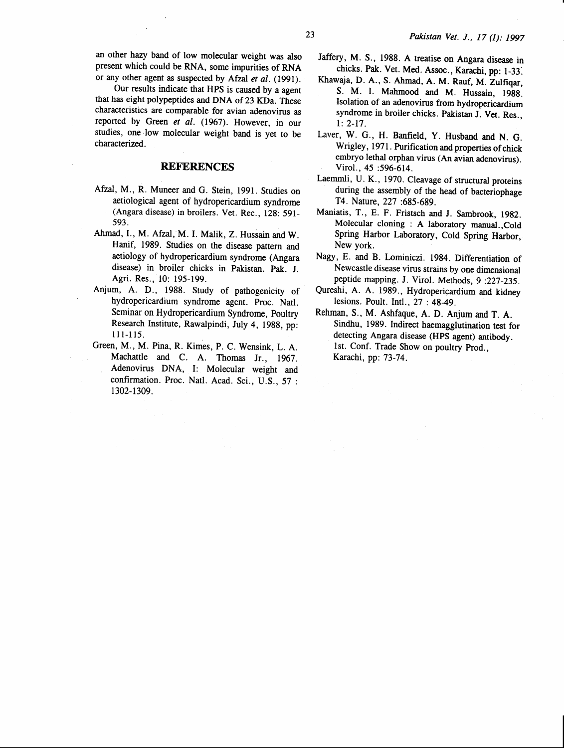an other hazy band of low molecular weight was also present which could be RNA, some impurities of RNA or any other agent as suspected by Afzal *et al.* (1991).

Our results indicate that HPS is caused by a agent that has eight polypeptides and DNA of 23 KDa. These characteristics are comparable for avian adenovirus as reported by Green *et al.* (1967). However, in our studies, one low molecular weight band is yet to be characterized.

## REFERENCES

Afzal, M., R. Muneer and G. Stein, 1991. Studies on aetiological agent of hydropericardium syndrome (Angara disease) in broilers. Vet. Rec., 128: 591-593.

Ahmad, I., M. Afzal, M. I. Malik, Z. Hussain and W. Hanif, 1989. Studies on the disease pattern and aetiology of hydropericardium syndrome (Angara disease) in broiler chicks in Pakistan. Pak. J. Agri. Res., 10: 195-199.

Anjum, A. D., 1988. Study of pathogenicity of hydropericardium syndrome agent. Proc. Natl. Seminar on Hydropericardium Syndrome, Poultry Research Institute, Rawalpindi, July 4, 1988, pp: 111-115.

Green, M., M. Pina, R. Kimes, P. C. Wensink, L. A. Machattle and C. A. Thomas Jr., 1967. Adenovirus DNA, I: Molecular weight and confirmation. Proc. Natl. Acad. Sci., U.S., 57 : 1302-1309.

Jaffery, M. S., 1988. A treatise on Angara disease in chicks. Pak. Vet. Med. Assoc., Karachi, pp: 1-33.

Khawaja, D. A., S. Ahmad, A. M. Rauf, M. Zulfiqar, S. M. I. Mahmood and M. Hussain, 1988. Isolation of an adenovirus from hydropericardium syndrome in broiler chicks. Pakistan J. Vet. Res., 1: 2-17.

Laver, W. G., H. Banfield, Y. Husband and N. G. Wrigley, 1971. Purification and properties of chick embryo lethal orphan virus (An avian adenovirus). Virol., 45 :596-614.

Laemmli, U. K., 1970. Cleavage of structural proteins during the assembly of the head of bacteriophage T4. Nature, 227 :685-689.

Maniatis, T., E. F. Fristsch and J. Sambrook, 1982. Molecular cloning : A laboratory manual.,Cold Spring Harbor Laboratory, Cold Spring Harbor, New york.

Nagy, E. and B. Lominiczi. 1984. Differentiation of Newcastle disease virus strains by one dimensional peptide mapping. J. Virol. Methods, 9 :227-235.

Qureshi, A. A. 1989., Hydropericardium and kidney lesions. Poult. Intl., 27 : 48-49.

Rehman, S., M. Ashfaque, A. D. Anjum and T. A. Sindhu, 1989. Indirect haemagglutination test for detecting Angara disease (HPS agent) antibody. 1st. Conf. Trade Show on poultry Prod., Karachi, pp: 73-74.